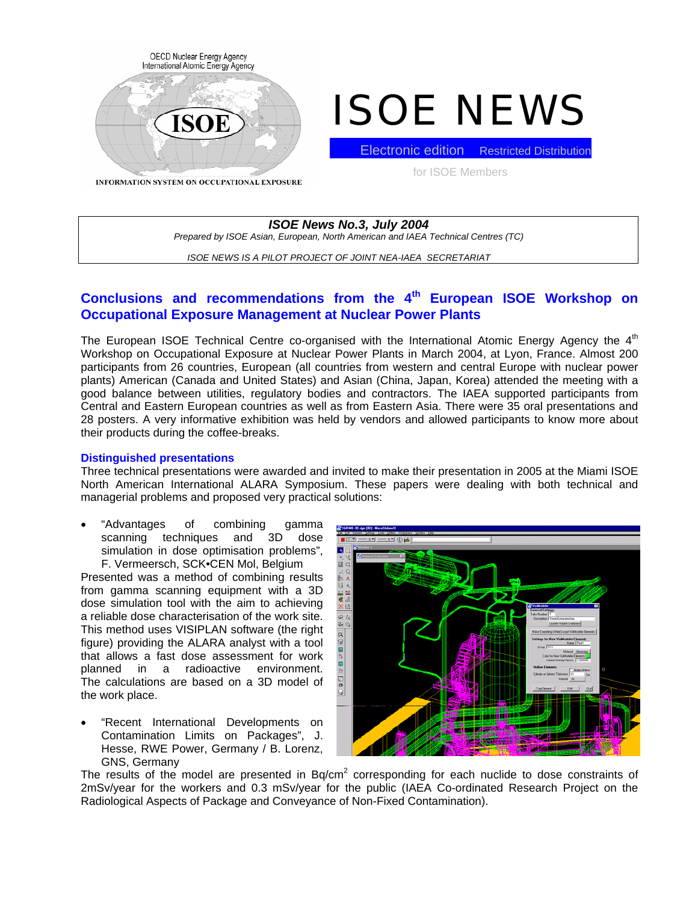OECD Nuclear Energy Agency
International Atomic Energy Agency

ISOE

INFORMATION SYSTEM ON OCCUPATIONAL EXPOSURE

# ISOE NEWS

Electronic edition Restricted Distribution

for ISOE Members

***ISOE News No.3, July 2004***

*Prepared by ISOE Asian, European, North American and IAEA Technical Centres (TC)*

*ISOE NEWS IS A PILOT PROJECT OF JOINT NEA-IAEA SECRETARIAT*

## Conclusions and recommendations from the 4th European ISOE Workshop on Occupational Exposure Management at Nuclear Power Plants

The European ISOE Technical Centre co-organised with the International Atomic Energy Agency the 4th Workshop on Occupational Exposure at Nuclear Power Plants in March 2004, at Lyon, France. Almost 200 participants from 26 countries, European (all countries from western and central Europe with nuclear power plants) American (Canada and United States) and Asian (China, Japan, Korea) attended the meeting with a good balance between utilities, regulatory bodies and contractors. The IAEA supported participants from Central and Eastern European countries as well as from Eastern Asia. There were 35 oral presentations and 28 posters. A very informative exhibition was held by vendors and allowed participants to know more about their products during the coffee-breaks.

### Distinguished presentations

Three technical presentations were awarded and invited to make their presentation in 2005 at the Miami ISOE North American International ALARA Symposium. These papers were dealing with both technical and managerial problems and proposed very practical solutions:

- "Advantages of combining gamma scanning techniques and 3D dose simulation in dose optimisation problems", F. Vermeersch, SCK•CEN Mol, Belgium

Presented was a method of combining results from gamma scanning equipment with a 3D dose simulation tool with the aim to achieving a reliable dose characterisation of the work site. This method uses VISIPLAN software (the right figure) providing the ALARA analyst with a tool that allows a fast dose assessment for work planned in a radioactive environment. The calculations are based on a 3D model of the work place.

- "Recent International Developments on Contamination Limits on Packages", J. Hesse, RWE Power, Germany / B. Lorenz, GNS, Germany

The results of the model are presented in Bq/cm$^2$ corresponding for each nuclide to dose constraints of 2mSv/year for the workers and 0.3 mSv/year for the public (IAEA Co-ordinated Research Project on the Radiological Aspects of Package and Conveyance of Non-Fixed Contamination).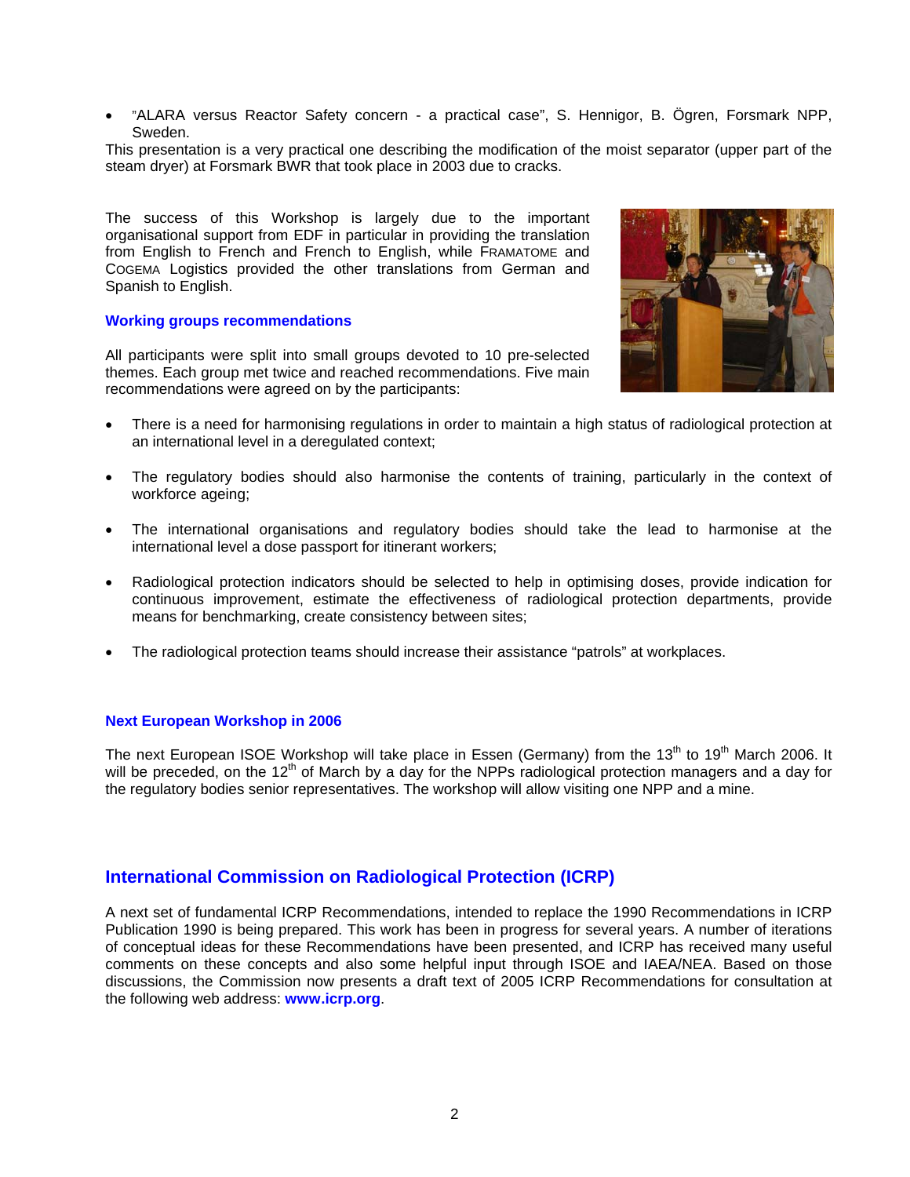- "ALARA versus Reactor Safety concern - a practical case", S. Hennigor, B. Ögren, Forsmark NPP, Sweden.

This presentation is a very practical one describing the modification of the moist separator (upper part of the steam dryer) at Forsmark BWR that took place in 2003 due to cracks.

The success of this Workshop is largely due to the important organisational support from EDF in particular in providing the translation from English to French and French to English, while FRAMATOME and COGEMA Logistics provided the other translations from German and Spanish to English.

### Working groups recommendations

All participants were split into small groups devoted to 10 pre-selected themes. Each group met twice and reached recommendations. Five main recommendations were agreed on by the participants:

- There is a need for harmonising regulations in order to maintain a high status of radiological protection at an international level in a deregulated context;
- The regulatory bodies should also harmonise the contents of training, particularly in the context of workforce ageing;
- The international organisations and regulatory bodies should take the lead to harmonise at the international level a dose passport for itinerant workers;
- Radiological protection indicators should be selected to help in optimising doses, provide indication for continuous improvement, estimate the effectiveness of radiological protection departments, provide means for benchmarking, create consistency between sites;
- The radiological protection teams should increase their assistance "patrols" at workplaces.

### Next European Workshop in 2006

The next European ISOE Workshop will take place in Essen (Germany) from the 13th to 19th March 2006. It will be preceded, on the 12th of March by a day for the NPPs radiological protection managers and a day for the regulatory bodies senior representatives. The workshop will allow visiting one NPP and a mine.

## International Commission on Radiological Protection (ICRP)

A next set of fundamental ICRP Recommendations, intended to replace the 1990 Recommendations in ICRP Publication 1990 is being prepared. This work has been in progress for several years. A number of iterations of conceptual ideas for these Recommendations have been presented, and ICRP has received many useful comments on these concepts and also some helpful input through ISOE and IAEA/NEA. Based on those discussions, the Commission now presents a draft text of 2005 ICRP Recommendations for consultation at the following web address: **www.icrp.org**.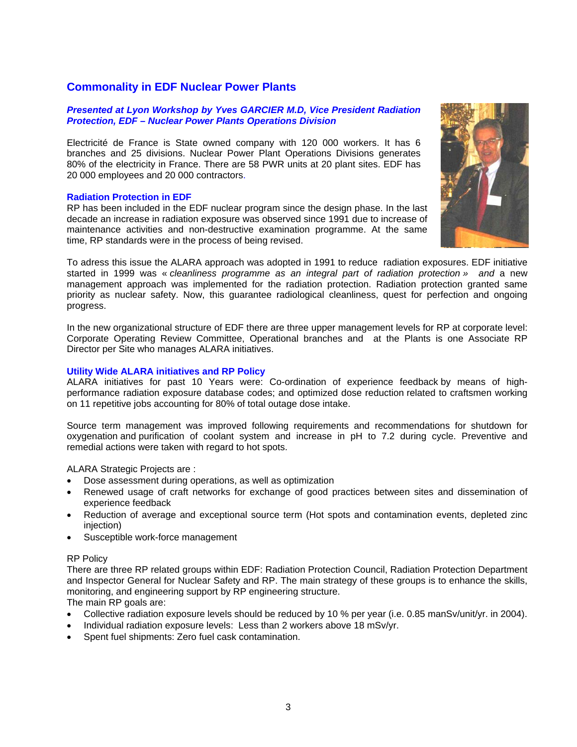## Commonality in EDF Nuclear Power Plants

***Presented at Lyon Workshop by Yves GARCIER M.D, Vice President Radiation Protection, EDF – Nuclear Power Plants Operations Division***

Electricité de France is State owned company with 120 000 workers. It has 6 branches and 25 divisions. Nuclear Power Plant Operations Divisions generates 80% of the electricity in France. There are 58 PWR units at 20 plant sites. EDF has 20 000 employees and 20 000 contractors.

### Radiation Protection in EDF

RP has been included in the EDF nuclear program since the design phase. In the last decade an increase in radiation exposure was observed since 1991 due to increase of maintenance activities and non-destructive examination programme. At the same time, RP standards were in the process of being revised.

To adress this issue the ALARA approach was adopted in 1991 to reduce radiation exposures. EDF initiative started in 1999 was « *cleanliness programme as an integral part of radiation protection* » *and* a new management approach was implemented for the radiation protection. Radiation protection granted same priority as nuclear safety. Now, this guarantee radiological cleanliness, quest for perfection and ongoing progress.

In the new organizational structure of EDF there are three upper management levels for RP at corporate level: Corporate Operating Review Committee, Operational branches and at the Plants is one Associate RP Director per Site who manages ALARA initiatives.

### Utility Wide ALARA initiatives and RP Policy

ALARA initiatives for past 10 Years were: Co-ordination of experience feedback by means of high-performance radiation exposure database codes; and optimized dose reduction related to craftsmen working on 11 repetitive jobs accounting for 80% of total outage dose intake.

Source term management was improved following requirements and recommendations for shutdown for oxygenation and purification of coolant system and increase in pH to 7.2 during cycle. Preventive and remedial actions were taken with regard to hot spots.

ALARA Strategic Projects are :

- Dose assessment during operations, as well as optimization
- Renewed usage of craft networks for exchange of good practices between sites and dissemination of experience feedback
- Reduction of average and exceptional source term (Hot spots and contamination events, depleted zinc injection)
- Susceptible work-force management

RP Policy

There are three RP related groups within EDF: Radiation Protection Council, Radiation Protection Department and Inspector General for Nuclear Safety and RP. The main strategy of these groups is to enhance the skills, monitoring, and engineering support by RP engineering structure.

The main RP goals are:

- Collective radiation exposure levels should be reduced by 10 % per year (i.e. 0.85 manSv/unit/yr. in 2004).
- Individual radiation exposure levels: Less than 2 workers above 18 mSv/yr.
- Spent fuel shipments: Zero fuel cask contamination.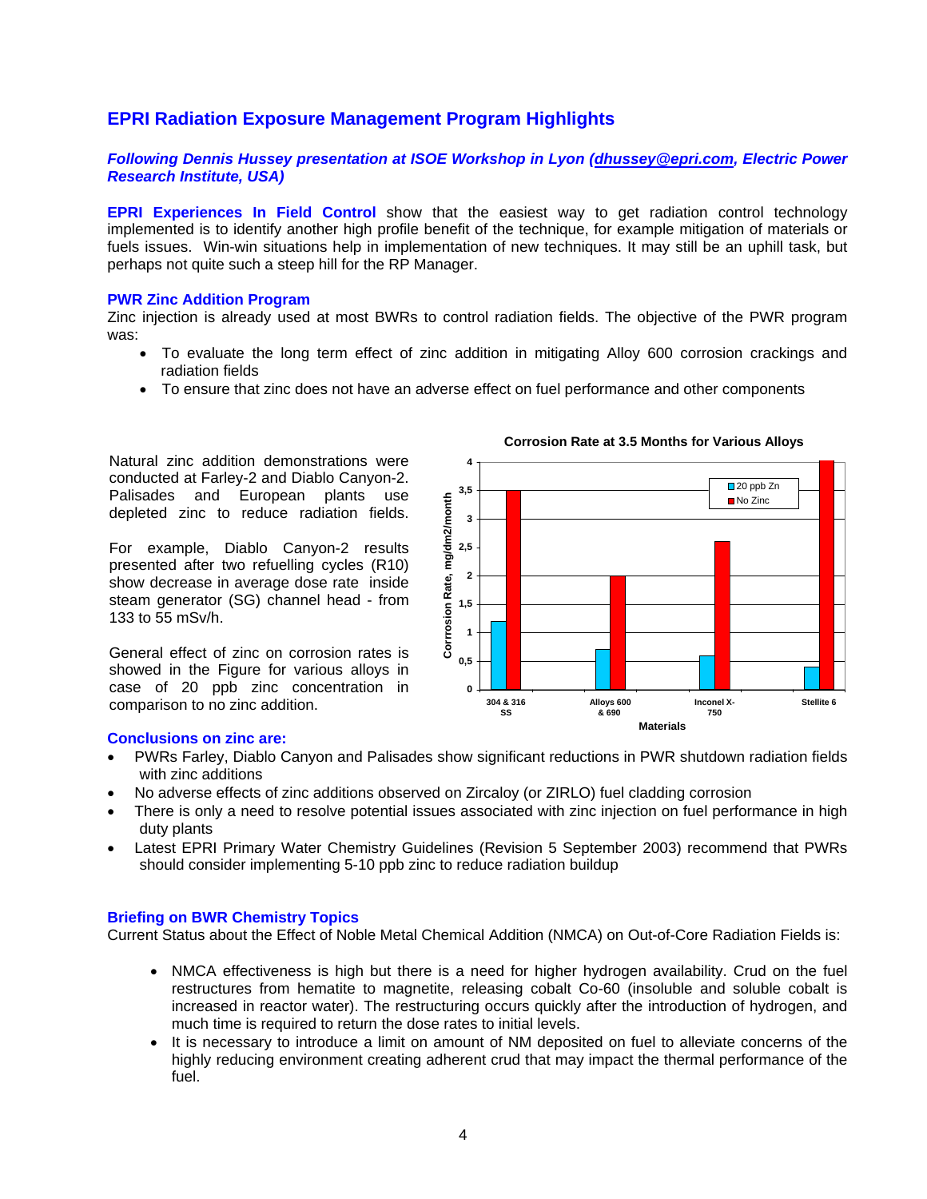## EPRI Radiation Exposure Management Program Highlights

***Following Dennis Hussey presentation at ISOE Workshop in Lyon (dhussey@epri.com, Electric Power Research Institute, USA)***

**EPRI Experiences In Field Control** show that the easiest way to get radiation control technology implemented is to identify another high profile benefit of the technique, for example mitigation of materials or fuels issues. Win-win situations help in implementation of new techniques. It may still be an uphill task, but perhaps not quite such a steep hill for the RP Manager.

### PWR Zinc Addition Program

Zinc injection is already used at most BWRs to control radiation fields. The objective of the PWR program was:

- To evaluate the long term effect of zinc addition in mitigating Alloy 600 corrosion crackings and radiation fields
- To ensure that zinc does not have an adverse effect on fuel performance and other components

Natural zinc addition demonstrations were conducted at Farley-2 and Diablo Canyon-2. Palisades and European plants use depleted zinc to reduce radiation fields.

For example, Diablo Canyon-2 results presented after two refuelling cycles (R10) show decrease in average dose rate inside steam generator (SG) channel head - from 133 to 55 mSv/h.

General effect of zinc on corrosion rates is showed in the Figure for various alloys in case of 20 ppb zinc concentration in comparison to no zinc addition.

**Corrosion Rate at 3.5 Months for Various Alloys**

| Materials | 20 ppb Zn | No Zinc |
|---|---|---|
| 304 & 316 SS | 1,2 | 3,5 |
| Alloys 600 & 690 | 0,7 | 2 |
| Inconel X-750 | 0,6 | 2,6 |
| Stellite 6 | 0,4 | 4 |

(Corrosion Rate, mg/dm2/month)

### Conclusions on zinc are:

- PWRs Farley, Diablo Canyon and Palisades show significant reductions in PWR shutdown radiation fields with zinc additions
- No adverse effects of zinc additions observed on Zircaloy (or ZIRLO) fuel cladding corrosion
- There is only a need to resolve potential issues associated with zinc injection on fuel performance in high duty plants
- Latest EPRI Primary Water Chemistry Guidelines (Revision 5 September 2003) recommend that PWRs should consider implementing 5-10 ppb zinc to reduce radiation buildup

### Briefing on BWR Chemistry Topics

Current Status about the Effect of Noble Metal Chemical Addition (NMCA) on Out-of-Core Radiation Fields is:

- NMCA effectiveness is high but there is a need for higher hydrogen availability. Crud on the fuel restructures from hematite to magnetite, releasing cobalt Co-60 (insoluble and soluble cobalt is increased in reactor water). The restructuring occurs quickly after the introduction of hydrogen, and much time is required to return the dose rates to initial levels.
- It is necessary to introduce a limit on amount of NM deposited on fuel to alleviate concerns of the highly reducing environment creating adherent crud that may impact the thermal performance of the fuel.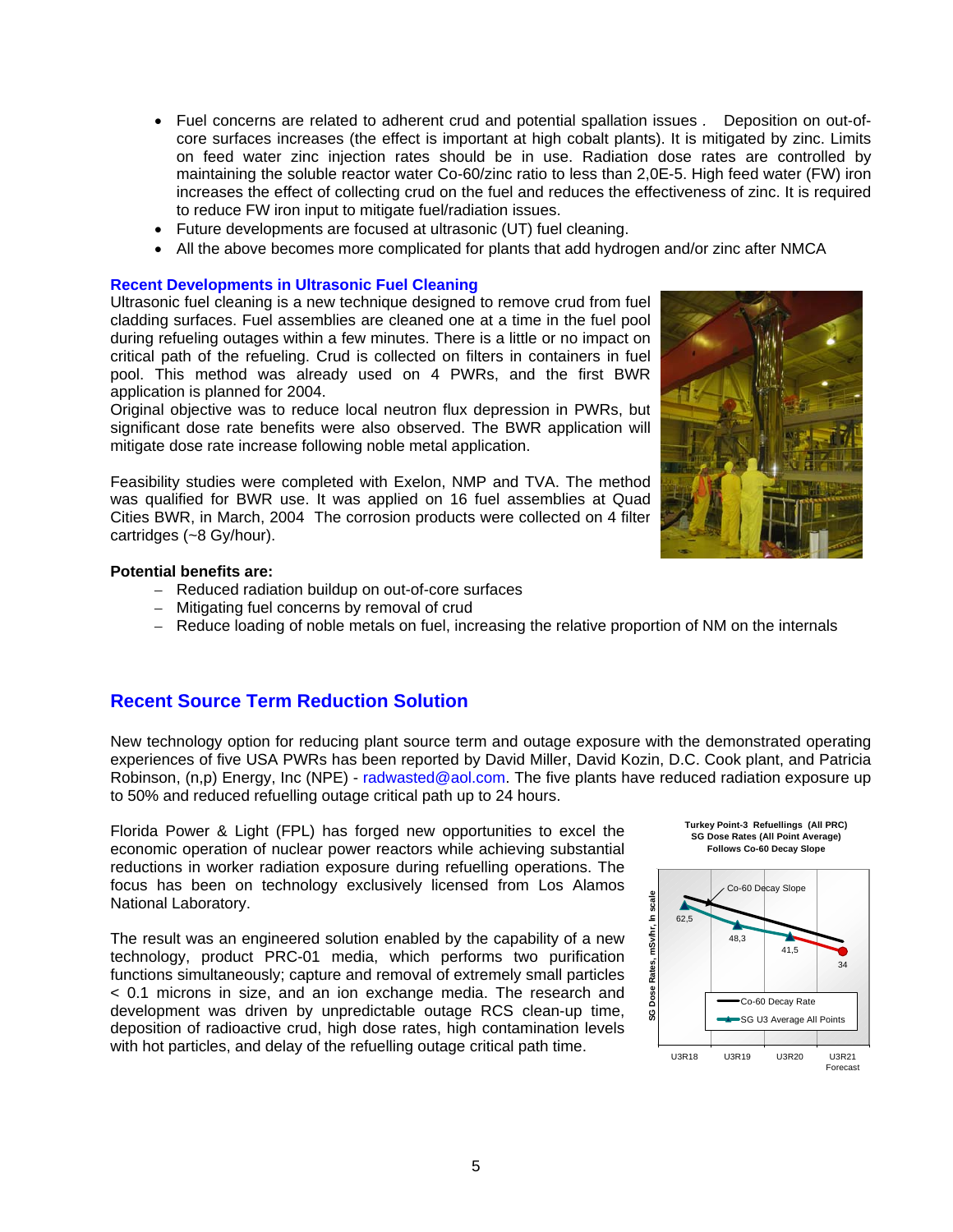- Fuel concerns are related to adherent crud and potential spallation issues . Deposition on out-of-core surfaces increases (the effect is important at high cobalt plants). It is mitigated by zinc. Limits on feed water zinc injection rates should be in use. Radiation dose rates are controlled by maintaining the soluble reactor water Co-60/zinc ratio to less than 2,0E-5. High feed water (FW) iron increases the effect of collecting crud on the fuel and reduces the effectiveness of zinc. It is required to reduce FW iron input to mitigate fuel/radiation issues.
- Future developments are focused at ultrasonic (UT) fuel cleaning.
- All the above becomes more complicated for plants that add hydrogen and/or zinc after NMCA

### Recent Developments in Ultrasonic Fuel Cleaning

Ultrasonic fuel cleaning is a new technique designed to remove crud from fuel cladding surfaces. Fuel assemblies are cleaned one at a time in the fuel pool during refueling outages within a few minutes. There is a little or no impact on critical path of the refueling. Crud is collected on filters in containers in fuel pool. This method was already used on 4 PWRs, and the first BWR application is planned for 2004.

Original objective was to reduce local neutron flux depression in PWRs, but significant dose rate benefits were also observed. The BWR application will mitigate dose rate increase following noble metal application.

Feasibility studies were completed with Exelon, NMP and TVA. The method was qualified for BWR use. It was applied on 16 fuel assemblies at Quad Cities BWR, in March, 2004 The corrosion products were collected on 4 filter cartridges (~8 Gy/hour).

**Potential benefits are:**

- Reduced radiation buildup on out-of-core surfaces
- Mitigating fuel concerns by removal of crud
- Reduce loading of noble metals on fuel, increasing the relative proportion of NM on the internals

## Recent Source Term Reduction Solution

New technology option for reducing plant source term and outage exposure with the demonstrated operating experiences of five USA PWRs has been reported by David Miller, David Kozin, D.C. Cook plant, and Patricia Robinson, (n,p) Energy, Inc (NPE) - radwasted@aol.com. The five plants have reduced radiation exposure up to 50% and reduced refuelling outage critical path up to 24 hours.

Florida Power & Light (FPL) has forged new opportunities to excel the economic operation of nuclear power reactors while achieving substantial reductions in worker radiation exposure during refuelling operations. The focus has been on technology exclusively licensed from Los Alamos National Laboratory.

The result was an engineered solution enabled by the capability of a new technology, product PRC-01 media, which performs two purification functions simultaneously; capture and removal of extremely small particles < 0.1 microns in size, and an ion exchange media. The research and development was driven by unpredictable outage RCS clean-up time, deposition of radioactive crud, high dose rates, high contamination levels with hot particles, and delay of the refuelling outage critical path time.

**Turkey Point-3 Refuellings (All PRC) SG Dose Rates (All Point Average) Follows Co-60 Decay Slope**

| Refuelling | SG U3 Average All Points (SG Dose Rates, mSv/hr, ln scale) |
|---|---|
| U3R18 | 62,5 |
| U3R19 | 48,3 |
| U3R20 | 41,5 |
| U3R21 Forecast | 34 |

Legend: Co-60 Decay Rate; SG U3 Average All Points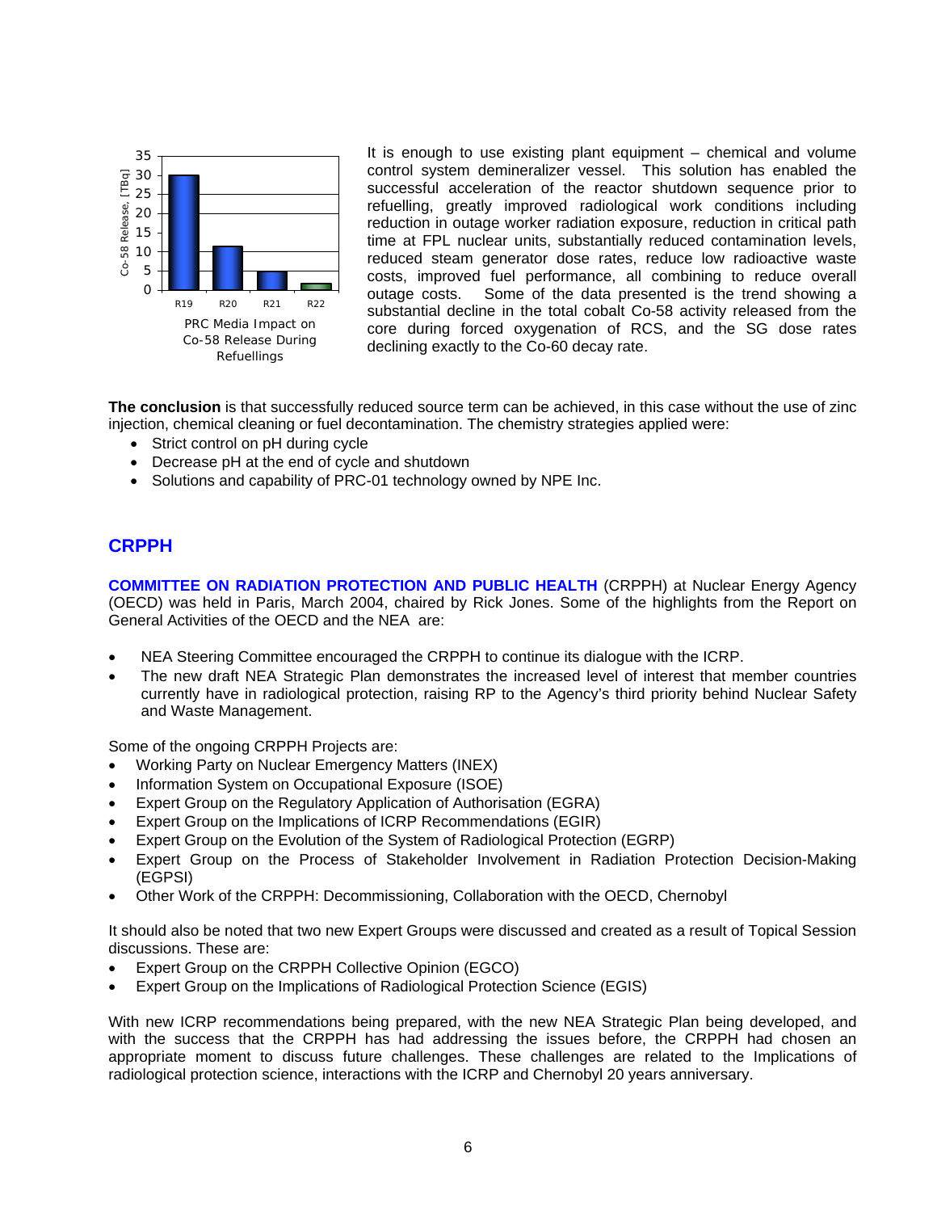35
30
25
20
15
10
5
0
Co-58 Release, [TBq]
R19 R20 R21 R22

PRC Media Impact on Co-58 Release During Refuellings

It is enough to use existing plant equipment – chemical and volume control system demineralizer vessel. This solution has enabled the successful acceleration of the reactor shutdown sequence prior to refuelling, greatly improved radiological work conditions including reduction in outage worker radiation exposure, reduction in critical path time at FPL nuclear units, substantially reduced contamination levels, reduced steam generator dose rates, reduce low radioactive waste costs, improved fuel performance, all combining to reduce overall outage costs. Some of the data presented is the trend showing a substantial decline in the total cobalt Co-58 activity released from the core during forced oxygenation of RCS, and the SG dose rates declining exactly to the Co-60 decay rate.

**The conclusion** is that successfully reduced source term can be achieved, in this case without the use of zinc injection, chemical cleaning or fuel decontamination. The chemistry strategies applied were:

- Strict control on pH during cycle
- Decrease pH at the end of cycle and shutdown
- Solutions and capability of PRC-01 technology owned by NPE Inc.

## CRPPH

**COMMITTEE ON RADIATION PROTECTION AND PUBLIC HEALTH** (CRPPH) at Nuclear Energy Agency (OECD) was held in Paris, March 2004, chaired by Rick Jones. Some of the highlights from the Report on General Activities of the OECD and the NEA are:

- NEA Steering Committee encouraged the CRPPH to continue its dialogue with the ICRP.
- The new draft NEA Strategic Plan demonstrates the increased level of interest that member countries currently have in radiological protection, raising RP to the Agency's third priority behind Nuclear Safety and Waste Management.

Some of the ongoing CRPPH Projects are:

- Working Party on Nuclear Emergency Matters (INEX)
- Information System on Occupational Exposure (ISOE)
- Expert Group on the Regulatory Application of Authorisation (EGRA)
- Expert Group on the Implications of ICRP Recommendations (EGIR)
- Expert Group on the Evolution of the System of Radiological Protection (EGRP)
- Expert Group on the Process of Stakeholder Involvement in Radiation Protection Decision-Making (EGPSI)
- Other Work of the CRPPH: Decommissioning, Collaboration with the OECD, Chernobyl

It should also be noted that two new Expert Groups were discussed and created as a result of Topical Session discussions. These are:

- Expert Group on the CRPPH Collective Opinion (EGCO)
- Expert Group on the Implications of Radiological Protection Science (EGIS)

With new ICRP recommendations being prepared, with the new NEA Strategic Plan being developed, and with the success that the CRPPH has had addressing the issues before, the CRPPH had chosen an appropriate moment to discuss future challenges. These challenges are related to the Implications of radiological protection science, interactions with the ICRP and Chernobyl 20 years anniversary.